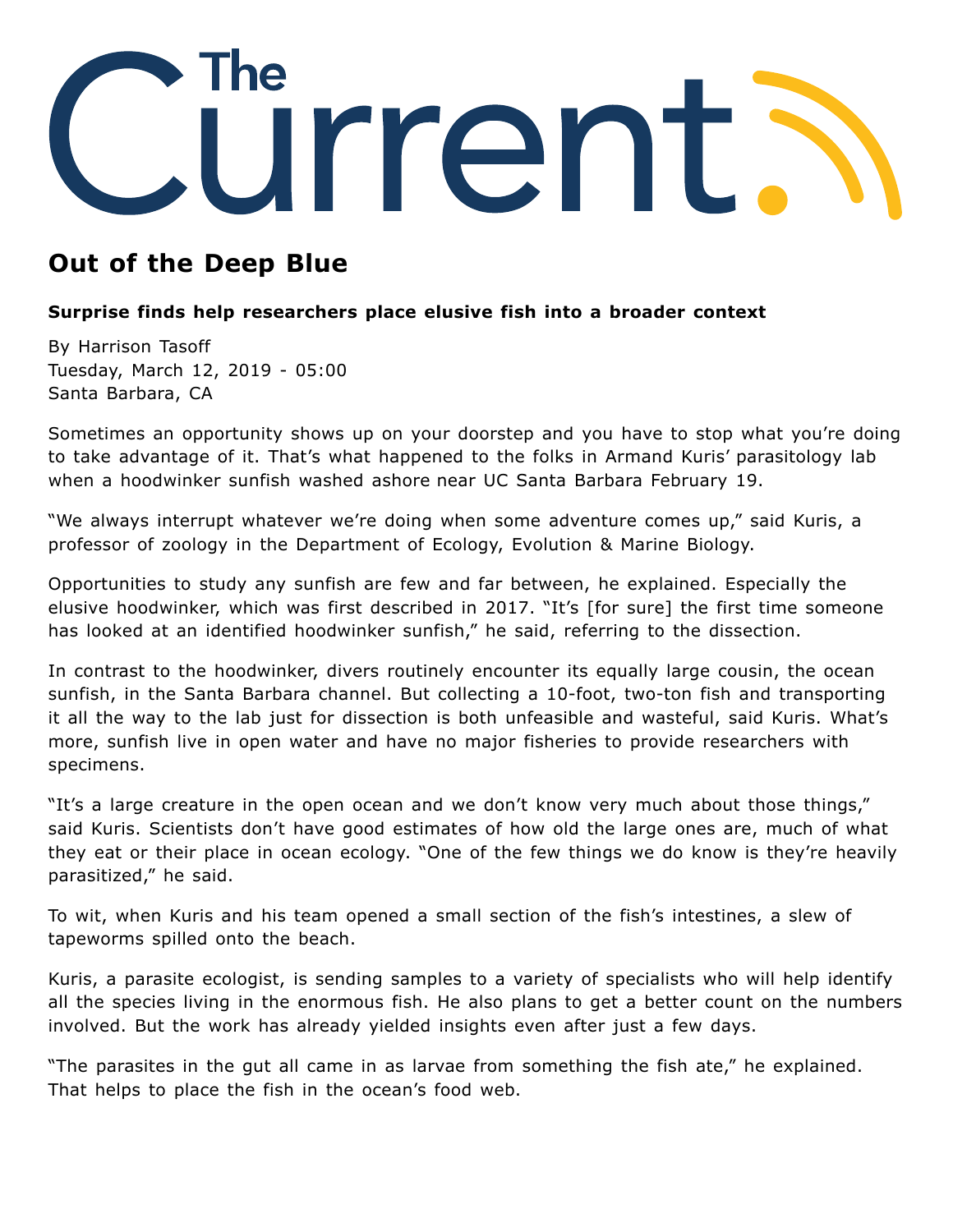# The Current

## Out of the Deep Blue

**Surprise finds help researchers place elusive fish into a broader context**

By Harrison Tasoff
Tuesday, March 12, 2019 - 05:00
Santa Barbara, CA

Sometimes an opportunity shows up on your doorstep and you have to stop what you're doing to take advantage of it. That's what happened to the folks in Armand Kuris' parasitology lab when a hoodwinker sunfish washed ashore near UC Santa Barbara February 19.

"We always interrupt whatever we're doing when some adventure comes up," said Kuris, a professor of zoology in the Department of Ecology, Evolution & Marine Biology.

Opportunities to study any sunfish are few and far between, he explained. Especially the elusive hoodwinker, which was first described in 2017. "It's [for sure] the first time someone has looked at an identified hoodwinker sunfish," he said, referring to the dissection.

In contrast to the hoodwinker, divers routinely encounter its equally large cousin, the ocean sunfish, in the Santa Barbara channel. But collecting a 10-foot, two-ton fish and transporting it all the way to the lab just for dissection is both unfeasible and wasteful, said Kuris. What's more, sunfish live in open water and have no major fisheries to provide researchers with specimens.

"It's a large creature in the open ocean and we don't know very much about those things," said Kuris. Scientists don't have good estimates of how old the large ones are, much of what they eat or their place in ocean ecology. "One of the few things we do know is they're heavily parasitized," he said.

To wit, when Kuris and his team opened a small section of the fish's intestines, a slew of tapeworms spilled onto the beach.

Kuris, a parasite ecologist, is sending samples to a variety of specialists who will help identify all the species living in the enormous fish. He also plans to get a better count on the numbers involved. But the work has already yielded insights even after just a few days.

"The parasites in the gut all came in as larvae from something the fish ate," he explained. That helps to place the fish in the ocean's food web.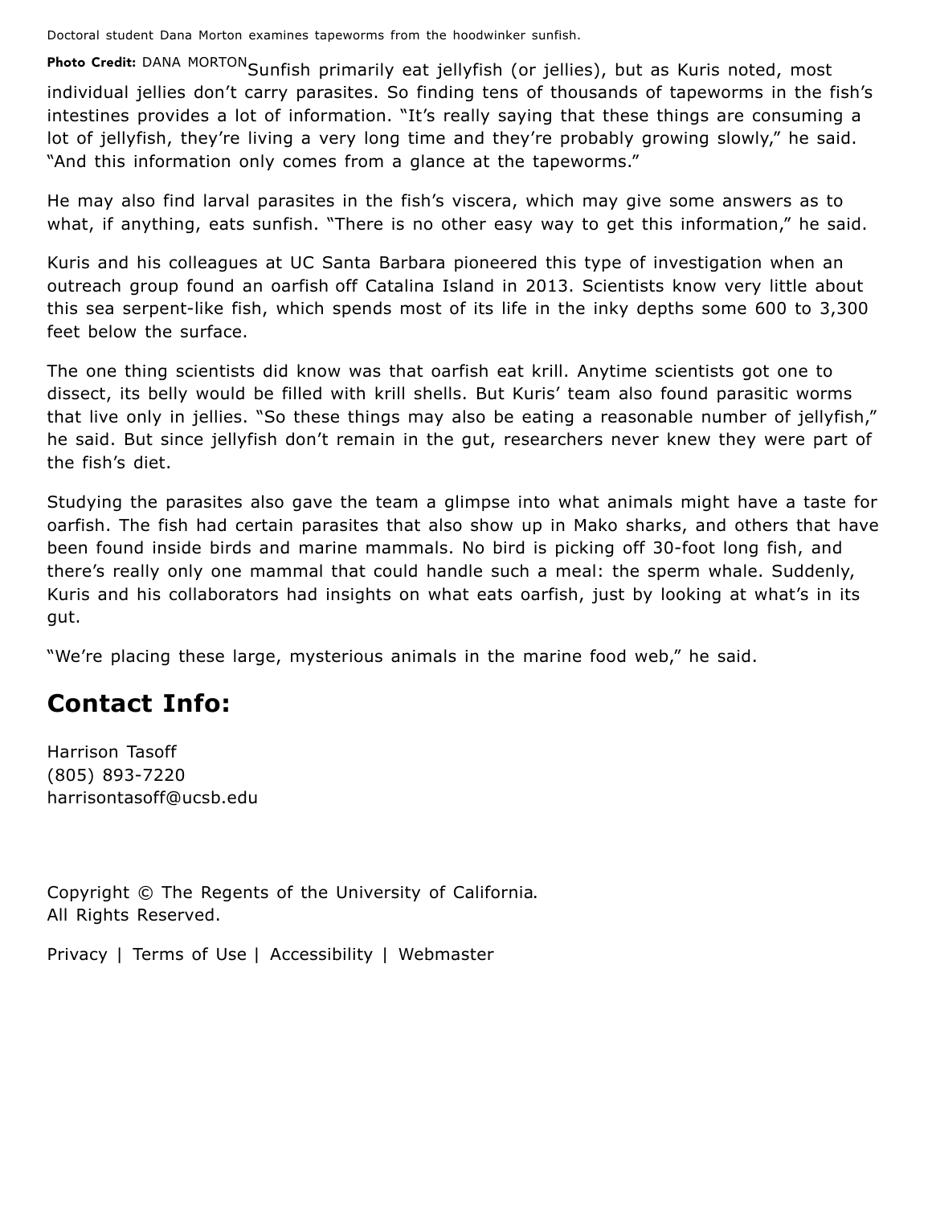Doctoral student Dana Morton examines tapeworms from the hoodwinker sunfish.

**Photo Credit:** DANA MORTON

Sunfish primarily eat jellyfish (or jellies), but as Kuris noted, most individual jellies don't carry parasites. So finding tens of thousands of tapeworms in the fish's intestines provides a lot of information. "It's really saying that these things are consuming a lot of jellyfish, they're living a very long time and they're probably growing slowly," he said. "And this information only comes from a glance at the tapeworms."

He may also find larval parasites in the fish's viscera, which may give some answers as to what, if anything, eats sunfish. "There is no other easy way to get this information," he said.

Kuris and his colleagues at UC Santa Barbara pioneered this type of investigation when an outreach group found an oarfish off Catalina Island in 2013. Scientists know very little about this sea serpent-like fish, which spends most of its life in the inky depths some 600 to 3,300 feet below the surface.

The one thing scientists did know was that oarfish eat krill. Anytime scientists got one to dissect, its belly would be filled with krill shells. But Kuris' team also found parasitic worms that live only in jellies. "So these things may also be eating a reasonable number of jellyfish," he said. But since jellyfish don't remain in the gut, researchers never knew they were part of the fish's diet.

Studying the parasites also gave the team a glimpse into what animals might have a taste for oarfish. The fish had certain parasites that also show up in Mako sharks, and others that have been found inside birds and marine mammals. No bird is picking off 30-foot long fish, and there's really only one mammal that could handle such a meal: the sperm whale. Suddenly, Kuris and his collaborators had insights on what eats oarfish, just by looking at what's in its gut.

"We're placing these large, mysterious animals in the marine food web," he said.

## Contact Info:

Harrison Tasoff
(805) 893-7220
harrisontasoff@ucsb.edu

Copyright © The Regents of the University of California.
All Rights Reserved.

Privacy | Terms of Use | Accessibility | Webmaster